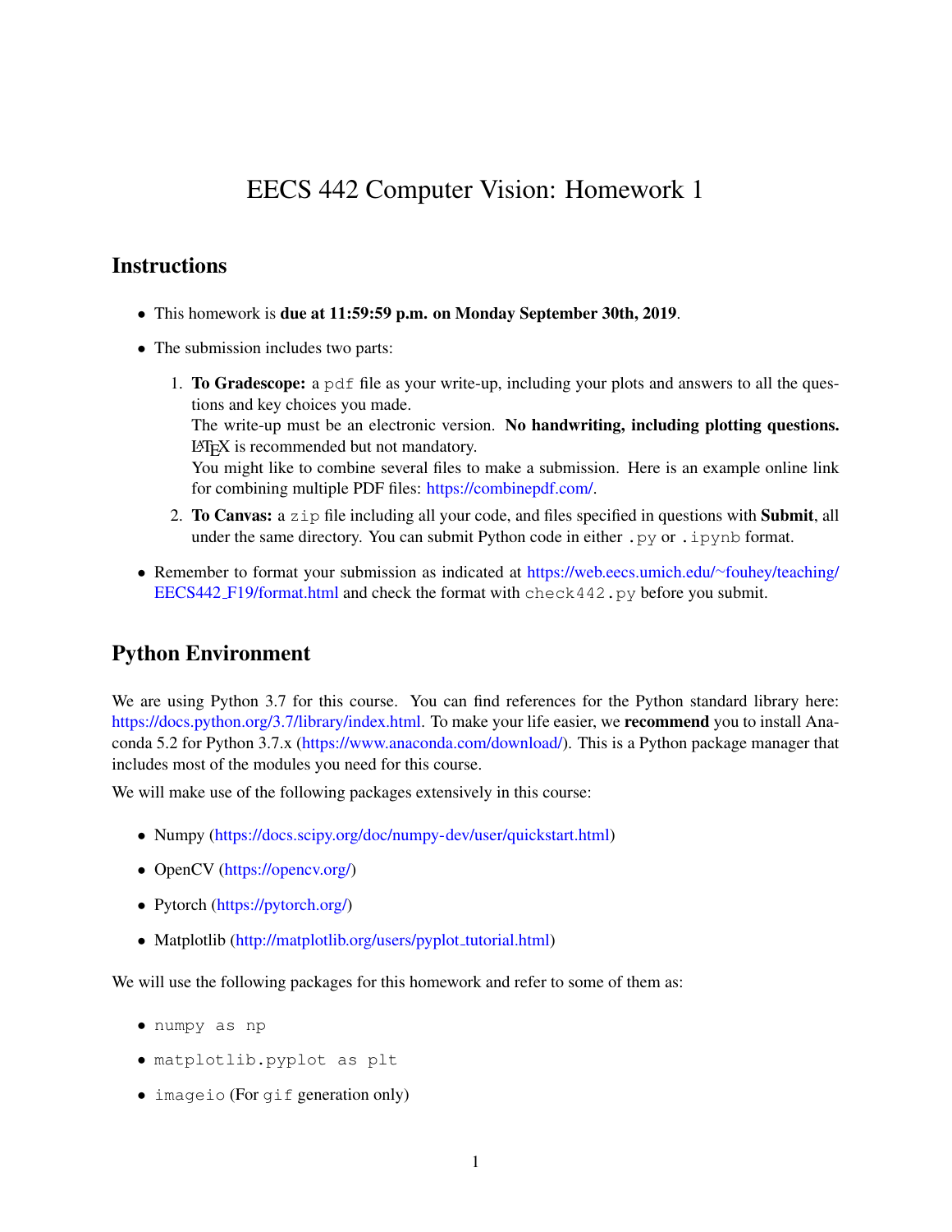# EECS 442 Computer Vision: Homework 1

## Instructions

- This homework is **due at 11:59:59 p.m. on Monday September 30th, 2019**.
- The submission includes two parts:
  1. **To Gradescope:** a `pdf` file as your write-up, including your plots and answers to all the questions and key choices you made.
     The write-up must be an electronic version. **No handwriting, including plotting questions.** LaTeX is recommended but not mandatory.
     You might like to combine several files to make a submission. Here is an example online link for combining multiple PDF files: https://combinepdf.com/.
  2. **To Canvas:** a `zip` file including all your code, and files specified in questions with **Submit**, all under the same directory. You can submit Python code in either `.py` or `.ipynb` format.
- Remember to format your submission as indicated at https://web.eecs.umich.edu/~fouhey/teaching/EECS442_F19/format.html and check the format with `check442.py` before you submit.

## Python Environment

We are using Python 3.7 for this course. You can find references for the Python standard library here: https://docs.python.org/3.7/library/index.html. To make your life easier, we **recommend** you to install Anaconda 5.2 for Python 3.7.x (https://www.anaconda.com/download/). This is a Python package manager that includes most of the modules you need for this course.

We will make use of the following packages extensively in this course:

- Numpy (https://docs.scipy.org/doc/numpy-dev/user/quickstart.html)
- OpenCV (https://opencv.org/)
- Pytorch (https://pytorch.org/)
- Matplotlib (http://matplotlib.org/users/pyplot_tutorial.html)

We will use the following packages for this homework and refer to some of them as:

- `numpy as np`
- `matplotlib.pyplot as plt`
- `imageio` (For `gif` generation only)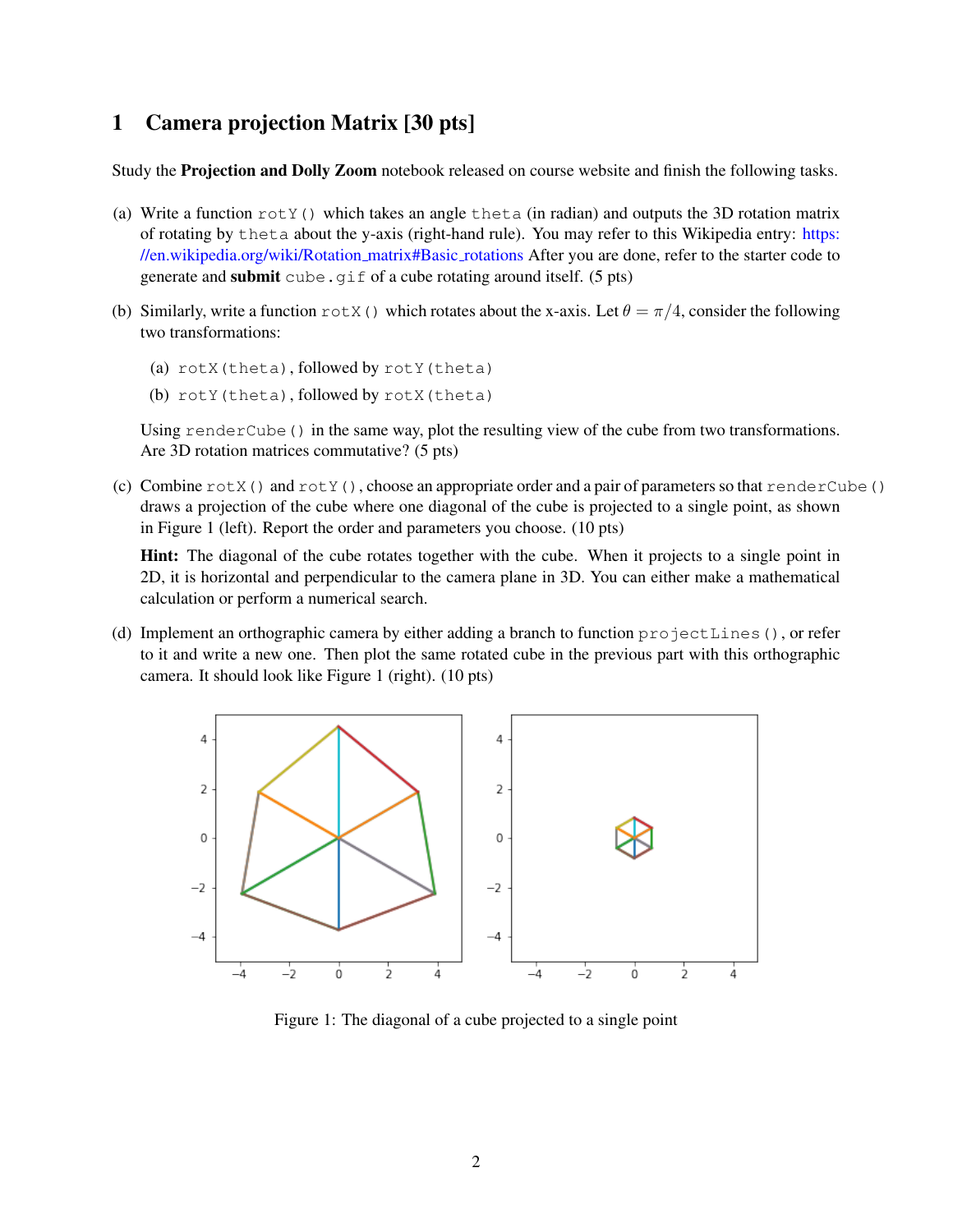## 1 Camera projection Matrix [30 pts]

Study the **Projection and Dolly Zoom** notebook released on course website and finish the following tasks.

(a) Write a function `rotY()` which takes an angle `theta` (in radian) and outputs the 3D rotation matrix of rotating by `theta` about the y-axis (right-hand rule). You may refer to this Wikipedia entry: https://en.wikipedia.org/wiki/Rotation_matrix#Basic_rotations After you are done, refer to the starter code to generate and **submit** `cube.gif` of a cube rotating around itself. (5 pts)

(b) Similarly, write a function `rotX()` which rotates about the x-axis. Let $\theta = \pi/4$, consider the following two transformations:

   (a) `rotX(theta)`, followed by `rotY(theta)`

   (b) `rotY(theta)`, followed by `rotX(theta)`

   Using `renderCube()` in the same way, plot the resulting view of the cube from two transformations. Are 3D rotation matrices commutative? (5 pts)

(c) Combine `rotX()` and `rotY()`, choose an appropriate order and a pair of parameters so that `renderCube()` draws a projection of the cube where one diagonal of the cube is projected to a single point, as shown in Figure 1 (left). Report the order and parameters you choose. (10 pts)

   **Hint:** The diagonal of the cube rotates together with the cube. When it projects to a single point in 2D, it is horizontal and perpendicular to the camera plane in 3D. You can either make a mathematical calculation or perform a numerical search.

(d) Implement an orthographic camera by either adding a branch to function `projectLines()`, or refer to it and write a new one. Then plot the same rotated cube in the previous part with this orthographic camera. It should look like Figure 1 (right). (10 pts)

Figure 1: The diagonal of a cube projected to a single point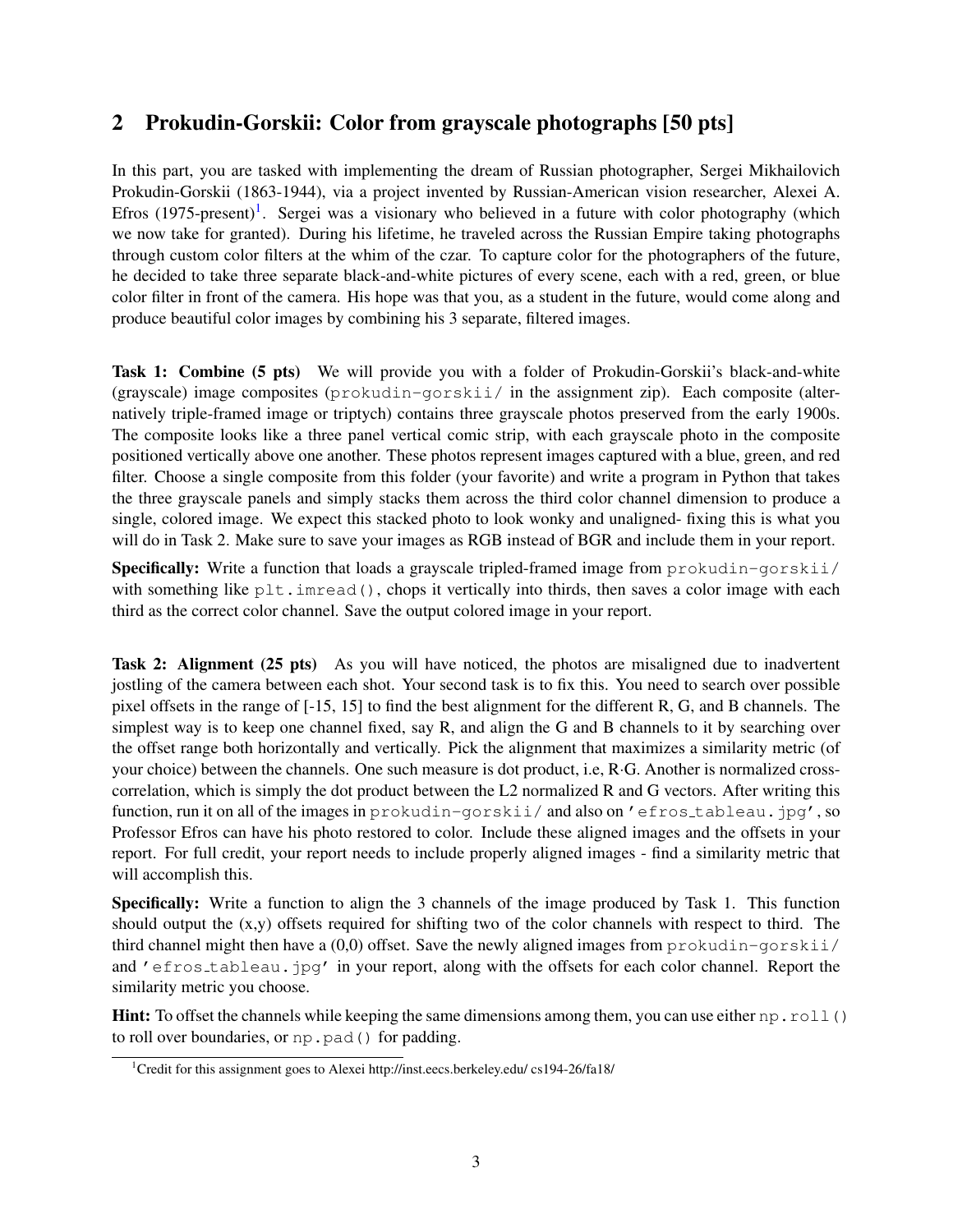## 2 Prokudin-Gorskii: Color from grayscale photographs [50 pts]

In this part, you are tasked with implementing the dream of Russian photographer, Sergei Mikhailovich Prokudin-Gorskii (1863-1944), via a project invented by Russian-American vision researcher, Alexei A. Efros (1975-present)[1]. Sergei was a visionary who believed in a future with color photography (which we now take for granted). During his lifetime, he traveled across the Russian Empire taking photographs through custom color filters at the whim of the czar. To capture color for the photographers of the future, he decided to take three separate black-and-white pictures of every scene, each with a red, green, or blue color filter in front of the camera. His hope was that you, as a student in the future, would come along and produce beautiful color images by combining his 3 separate, filtered images.

**Task 1: Combine (5 pts)** We will provide you with a folder of Prokudin-Gorskii's black-and-white (grayscale) image composites (`prokudin-gorskii/` in the assignment zip). Each composite (alternatively triple-framed image or triptych) contains three grayscale photos preserved from the early 1900s. The composite looks like a three panel vertical comic strip, with each grayscale photo in the composite positioned vertically above one another. These photos represent images captured with a blue, green, and red filter. Choose a single composite from this folder (your favorite) and write a program in Python that takes the three grayscale panels and simply stacks them across the third color channel dimension to produce a single, colored image. We expect this stacked photo to look wonky and unaligned- fixing this is what you will do in Task 2. Make sure to save your images as RGB instead of BGR and include them in your report.

**Specifically:** Write a function that loads a grayscale tripled-framed image from `prokudin-gorskii/` with something like `plt.imread()`, chops it vertically into thirds, then saves a color image with each third as the correct color channel. Save the output colored image in your report.

**Task 2: Alignment (25 pts)** As you will have noticed, the photos are misaligned due to inadvertent jostling of the camera between each shot. Your second task is to fix this. You need to search over possible pixel offsets in the range of [-15, 15] to find the best alignment for the different R, G, and B channels. The simplest way is to keep one channel fixed, say R, and align the G and B channels to it by searching over the offset range both horizontally and vertically. Pick the alignment that maximizes a similarity metric (of your choice) between the channels. One such measure is dot product, i.e, R·G. Another is normalized cross-correlation, which is simply the dot product between the L2 normalized R and G vectors. After writing this function, run it on all of the images in `prokudin-gorskii/` and also on `'efros_tableau.jpg'`, so Professor Efros can have his photo restored to color. Include these aligned images and the offsets in your report. For full credit, your report needs to include properly aligned images - find a similarity metric that will accomplish this.

**Specifically:** Write a function to align the 3 channels of the image produced by Task 1. This function should output the (x,y) offsets required for shifting two of the color channels with respect to third. The third channel might then have a (0,0) offset. Save the newly aligned images from `prokudin-gorskii/` and `'efros_tableau.jpg'` in your report, along with the offsets for each color channel. Report the similarity metric you choose.

**Hint:** To offset the channels while keeping the same dimensions among them, you can use either `np.roll()` to roll over boundaries, or `np.pad()` for padding.

[1] Credit for this assignment goes to Alexei http://inst.eecs.berkeley.edu/ cs194-26/fa18/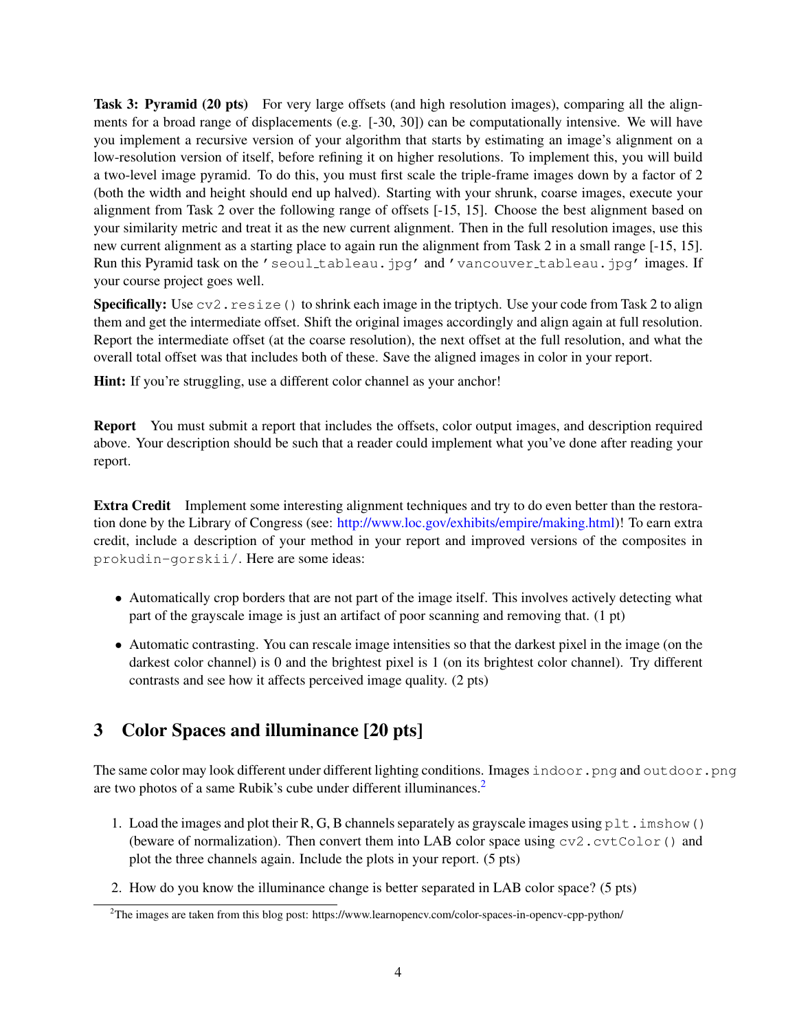**Task 3: Pyramid (20 pts)** For very large offsets (and high resolution images), comparing all the alignments for a broad range of displacements (e.g. [-30, 30]) can be computationally intensive. We will have you implement a recursive version of your algorithm that starts by estimating an image's alignment on a low-resolution version of itself, before refining it on higher resolutions. To implement this, you will build a two-level image pyramid. To do this, you must first scale the triple-frame images down by a factor of 2 (both the width and height should end up halved). Starting with your shrunk, coarse images, execute your alignment from Task 2 over the following range of offsets [-15, 15]. Choose the best alignment based on your similarity metric and treat it as the new current alignment. Then in the full resolution images, use this new current alignment as a starting place to again run the alignment from Task 2 in a small range [-15, 15]. Run this Pyramid task on the `'seoul_tableau.jpg'` and `'vancouver_tableau.jpg'` images. If your course project goes well.

**Specifically:** Use `cv2.resize()` to shrink each image in the triptych. Use your code from Task 2 to align them and get the intermediate offset. Shift the original images accordingly and align again at full resolution. Report the intermediate offset (at the coarse resolution), the next offset at the full resolution, and what the overall total offset was that includes both of these. Save the aligned images in color in your report.

**Hint:** If you're struggling, use a different color channel as your anchor!

**Report** You must submit a report that includes the offsets, color output images, and description required above. Your description should be such that a reader could implement what you've done after reading your report.

**Extra Credit** Implement some interesting alignment techniques and try to do even better than the restoration done by the Library of Congress (see: http://www.loc.gov/exhibits/empire/making.html)! To earn extra credit, include a description of your method in your report and improved versions of the composites in `prokudin-gorskii/`. Here are some ideas:

- Automatically crop borders that are not part of the image itself. This involves actively detecting what part of the grayscale image is just an artifact of poor scanning and removing that. (1 pt)
- Automatic contrasting. You can rescale image intensities so that the darkest pixel in the image (on the darkest color channel) is 0 and the brightest pixel is 1 (on its brightest color channel). Try different contrasts and see how it affects perceived image quality. (2 pts)

## 3 Color Spaces and illuminance [20 pts]

The same color may look different under different lighting conditions. Images `indoor.png` and `outdoor.png` are two photos of a same Rubik's cube under different illuminances.[2]

1. Load the images and plot their R, G, B channels separately as grayscale images using `plt.imshow()` (beware of normalization). Then convert them into LAB color space using `cv2.cvtColor()` and plot the three channels again. Include the plots in your report. (5 pts)
2. How do you know the illuminance change is better separated in LAB color space? (5 pts)

[2] The images are taken from this blog post: https://www.learnopencv.com/color-spaces-in-opencv-cpp-python/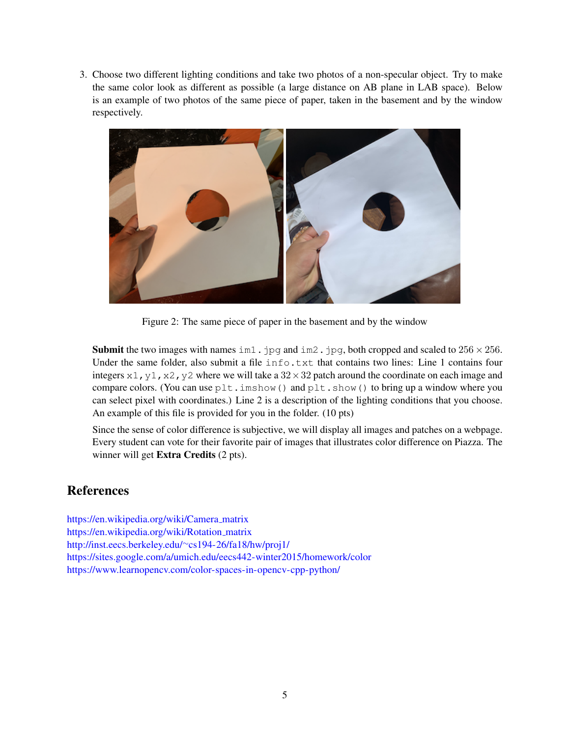3. Choose two different lighting conditions and take two photos of a non-specular object. Try to make the same color look as different as possible (a large distance on AB plane in LAB space). Below is an example of two photos of the same piece of paper, taken in the basement and by the window respectively.

   Figure 2: The same piece of paper in the basement and by the window

   **Submit** the two images with names `im1.jpg` and `im2.jpg`, both cropped and scaled to $256 \times 256$. Under the same folder, also submit a file `info.txt` that contains two lines: Line 1 contains four integers `x1,y1,x2,y2` where we will take a $32 \times 32$ patch around the coordinate on each image and compare colors. (You can use `plt.imshow()` and `plt.show()` to bring up a window where you can select pixel with coordinates.) Line 2 is a description of the lighting conditions that you choose. An example of this file is provided for you in the folder. (10 pts)

   Since the sense of color difference is subjective, we will display all images and patches on a webpage. Every student can vote for their favorite pair of images that illustrates color difference on Piazza. The winner will get **Extra Credits** (2 pts).

## References

https://en.wikipedia.org/wiki/Camera_matrix
https://en.wikipedia.org/wiki/Rotation_matrix
http://inst.eecs.berkeley.edu/~cs194-26/fa18/hw/proj1/
https://sites.google.com/a/umich.edu/eecs442-winter2015/homework/color
https://www.learnopencv.com/color-spaces-in-opencv-cpp-python/